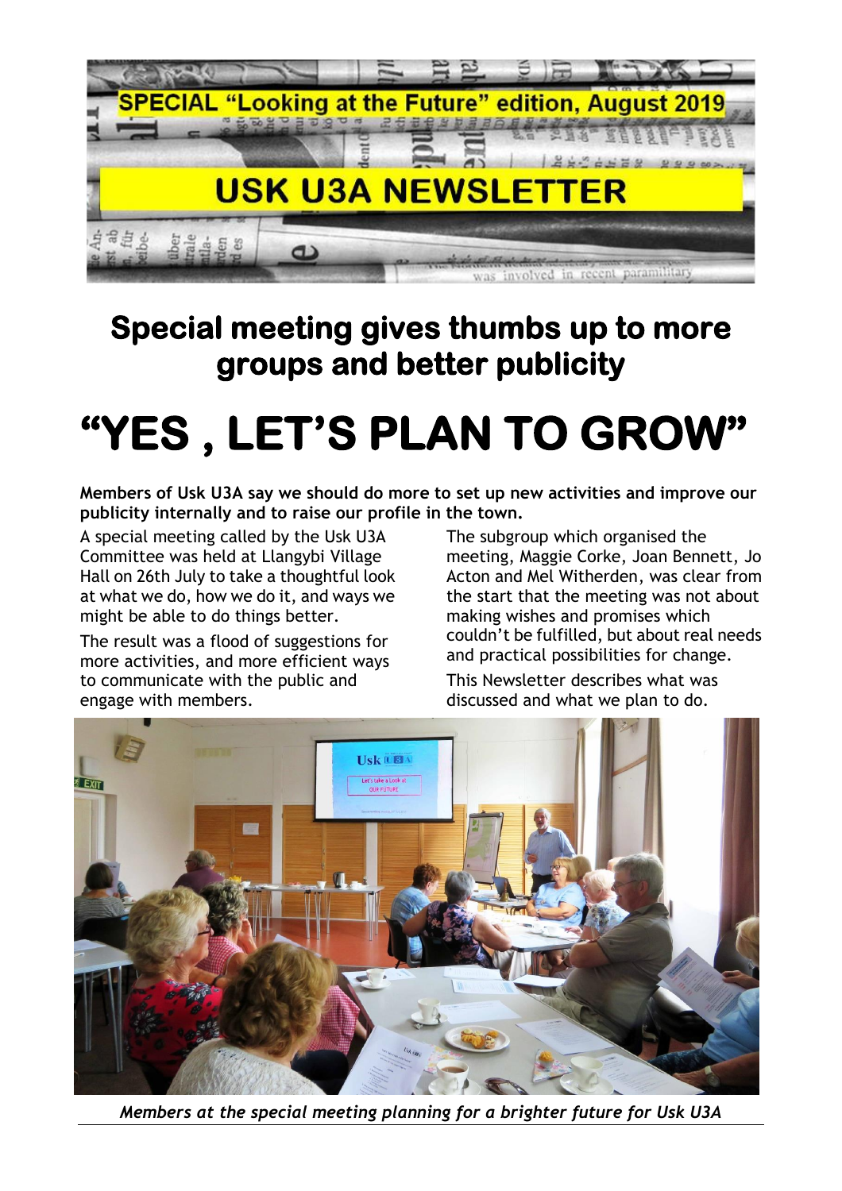SPECIAL "Looking at the Future" edition, August 2019

# USK U3A NEWSLETTER

## Special meeting gives thumbs up to more groups and better publicity

# "YES , LET'S PLAN TO GROW"

**Members of Usk U3A say we should do more to set up new activities and improve our publicity internally and to raise our profile in the town.**

A special meeting called by the Usk U3A Committee was held at Llangybi Village Hall on 26th July to take a thoughtful look at what we do, how we do it, and ways we might be able to do things better.

The result was a flood of suggestions for more activities, and more efficient ways to communicate with the public and engage with members.

The subgroup which organised the meeting, Maggie Corke, Joan Bennett, Jo Acton and Mel Witherden, was clear from the start that the meeting was not about making wishes and promises which couldn't be fulfilled, but about real needs and practical possibilities for change.

This Newsletter describes what was discussed and what we plan to do.

*Members at the special meeting planning for a brighter future for Usk U3A*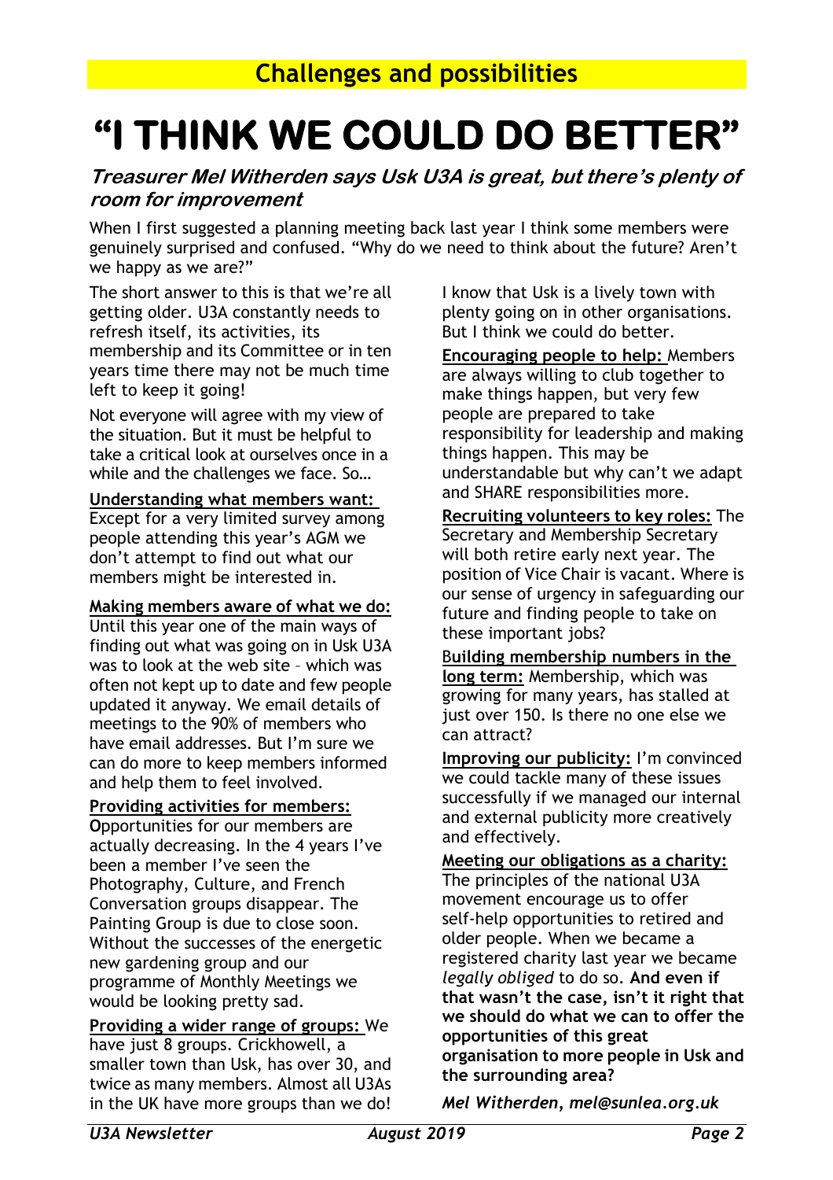## Challenges and possibilities

# "I THINK WE COULD DO BETTER"

***Treasurer Mel Witherden says Usk U3A is great, but there's plenty of room for improvement***

When I first suggested a planning meeting back last year I think some members were genuinely surprised and confused. "Why do we need to think about the future? Aren't we happy as we are?"

The short answer to this is that we're all getting older. U3A constantly needs to refresh itself, its activities, its membership and its Committee or in ten years time there may not be much time left to keep it going!

Not everyone will agree with my view of the situation. But it must be helpful to take a critical look at ourselves once in a while and the challenges we face. So…

**Understanding what members want:** Except for a very limited survey among people attending this year's AGM we don't attempt to find out what our members might be interested in.

**Making members aware of what we do:** Until this year one of the main ways of finding out what was going on in Usk U3A was to look at the web site – which was often not kept up to date and few people updated it anyway. We email details of meetings to the 90% of members who have email addresses. But I'm sure we can do more to keep members informed and help them to feel involved.

**Providing activities for members:** **O**pportunities for our members are actually decreasing. In the 4 years I've been a member I've seen the Photography, Culture, and French Conversation groups disappear. The Painting Group is due to close soon. Without the successes of the energetic new gardening group and our programme of Monthly Meetings we would be looking pretty sad.

**Providing a wider range of groups:** We have just 8 groups. Crickhowell, a smaller town than Usk, has over 30, and twice as many members. Almost all U3As in the UK have more groups than we do!

I know that Usk is a lively town with plenty going on in other organisations. But I think we could do better.

**Encouraging people to help:** Members are always willing to club together to make things happen, but very few people are prepared to take responsibility for leadership and making things happen. This may be understandable but why can't we adapt and SHARE responsibilities more.

**Recruiting volunteers to key roles:** The Secretary and Membership Secretary will both retire early next year. The position of Vice Chair is vacant. Where is our sense of urgency in safeguarding our future and finding people to take on these important jobs?

**Building membership numbers in the long term:** Membership, which was growing for many years, has stalled at just over 150. Is there no one else we can attract?

**Improving our publicity:** I'm convinced we could tackle many of these issues successfully if we managed our internal and external publicity more creatively and effectively.

**Meeting our obligations as a charity:** The principles of the national U3A movement encourage us to offer self-help opportunities to retired and older people. When we became a registered charity last year we became *legally obliged* to do so. **And even if that wasn't the case, isn't it right that we should do what we can to offer the opportunities of this great organisation to more people in Usk and the surrounding area?**

***Mel Witherden, mel@sunlea.org.uk***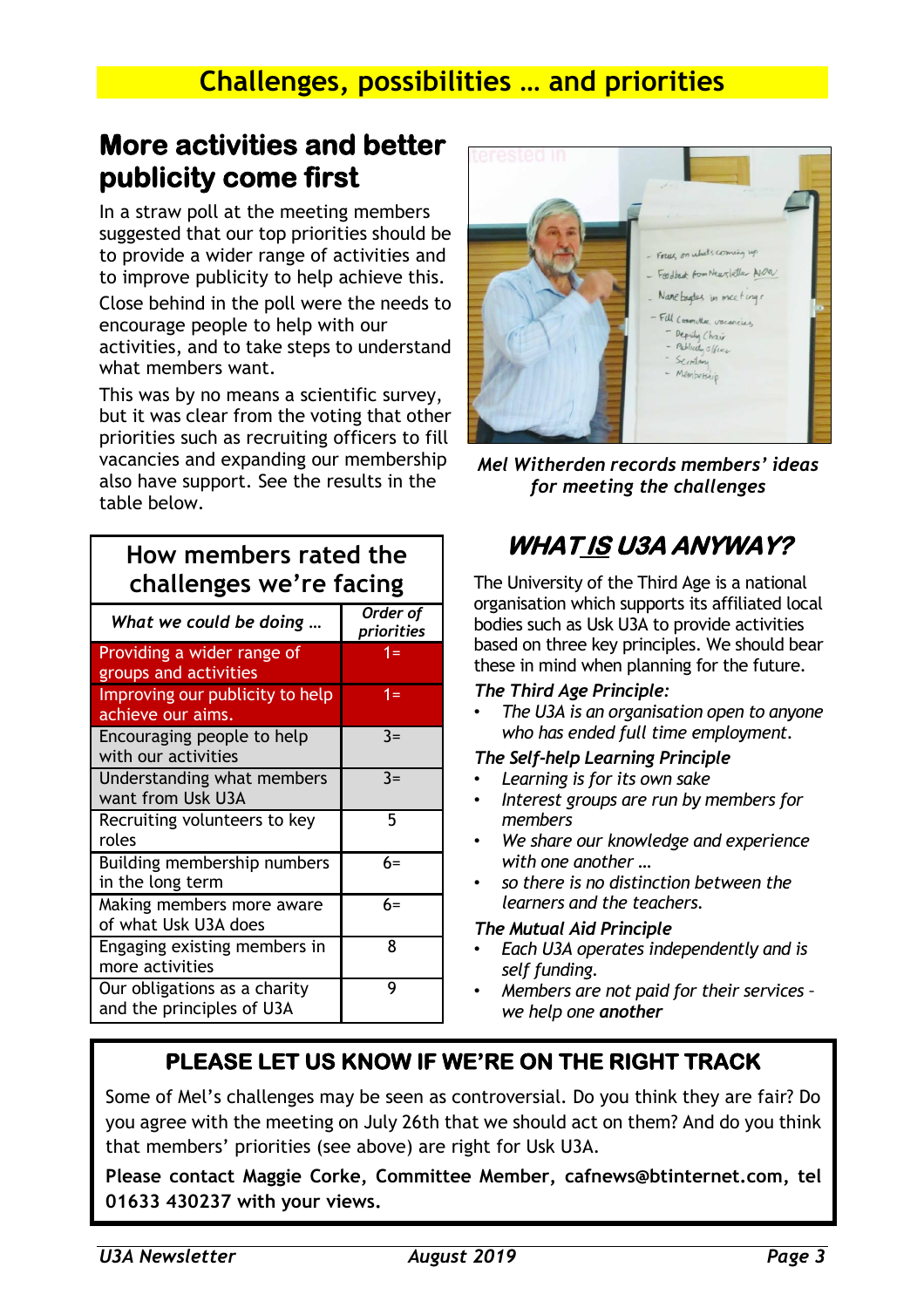# Challenges, possibilities … and priorities

## More activities and better publicity come first

In a straw poll at the meeting members suggested that our top priorities should be to provide a wider range of activities and to improve publicity to help achieve this.

Close behind in the poll were the needs to encourage people to help with our activities, and to take steps to understand what members want.

This was by no means a scientific survey, but it was clear from the voting that other priorities such as recruiting officers to fill vacancies and expanding our membership also have support. See the results in the table below.

*Mel Witherden records members' ideas for meeting the challenges*

### How members rated the challenges we're facing

| *What we could be doing …* | *Order of priorities* |
|---|---|
| Providing a wider range of groups and activities | 1= |
| Improving our publicity to help achieve our aims. | 1= |
| Encouraging people to help with our activities | 3= |
| Understanding what members want from Usk U3A | 3= |
| Recruiting volunteers to key roles | 5 |
| Building membership numbers in the long term | 6= |
| Making members more aware of what Usk U3A does | 6= |
| Engaging existing members in more activities | 8 |
| Our obligations as a charity and the principles of U3A | 9 |

## *WHAT IS U3A ANYWAY?*

The University of the Third Age is a national organisation which supports its affiliated local bodies such as Usk U3A to provide activities based on three key principles. We should bear these in mind when planning for the future.

**The Third Age Principle:**

- *The U3A is an organisation open to anyone who has ended full time employment.*

**The Self-help Learning Principle**

- *Learning is for its own sake*
- *Interest groups are run by members for members*
- *We share our knowledge and experience with one another …*
- *so there is no distinction between the learners and the teachers.*

**The Mutual Aid Principle**

- *Each U3A operates independently and is self funding.*
- *Members are not paid for their services – we help one* ***another***

## PLEASE LET US KNOW IF WE'RE ON THE RIGHT TRACK

Some of Mel's challenges may be seen as controversial. Do you think they are fair? Do you agree with the meeting on July 26th that we should act on them? And do you think that members' priorities (see above) are right for Usk U3A.

**Please contact Maggie Corke, Committee Member, cafnews@btinternet.com, tel 01633 430237 with your views.**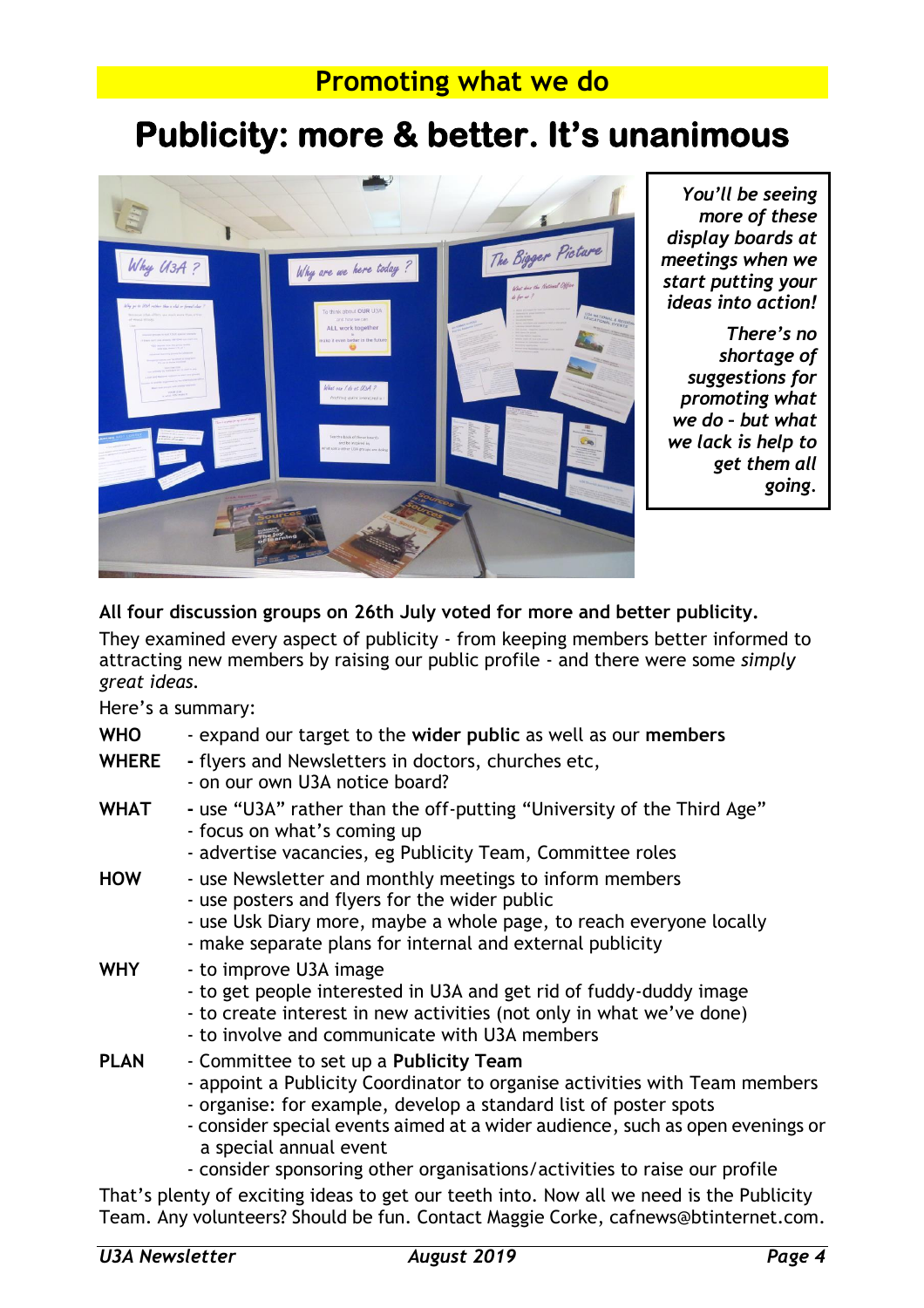## Promoting what we do

# Publicity: more & better. It's unanimous

*You'll be seeing more of these display boards at meetings when we start putting your ideas into action!*

*There's no shortage of suggestions for promoting what we do - but what we lack is help to get them all going.*

**All four discussion groups on 26th July voted for more and better publicity.**

They examined every aspect of publicity - from keeping members better informed to attracting new members by raising our public profile - and there were some *simply great ideas.*

Here's a summary:

**WHO** - expand our target to the **wider public** as well as our **members**

**WHERE**
- flyers and Newsletters in doctors, churches etc,
- on our own U3A notice board?

**WHAT**
- use "U3A" rather than the off-putting "University of the Third Age"
- focus on what's coming up
- advertise vacancies, eg Publicity Team, Committee roles

**HOW**
- use Newsletter and monthly meetings to inform members
- use posters and flyers for the wider public
- use Usk Diary more, maybe a whole page, to reach everyone locally
- make separate plans for internal and external publicity

**WHY**
- to improve U3A image
- to get people interested in U3A and get rid of fuddy-duddy image
- to create interest in new activities (not only in what we've done)
- to involve and communicate with U3A members

**PLAN**
- Committee to set up a **Publicity Team**
- appoint a Publicity Coordinator to organise activities with Team members
- organise: for example, develop a standard list of poster spots
- consider special events aimed at a wider audience, such as open evenings or a special annual event
- consider sponsoring other organisations/activities to raise our profile

That's plenty of exciting ideas to get our teeth into. Now all we need is the Publicity Team. Any volunteers? Should be fun. Contact Maggie Corke, cafnews@btinternet.com.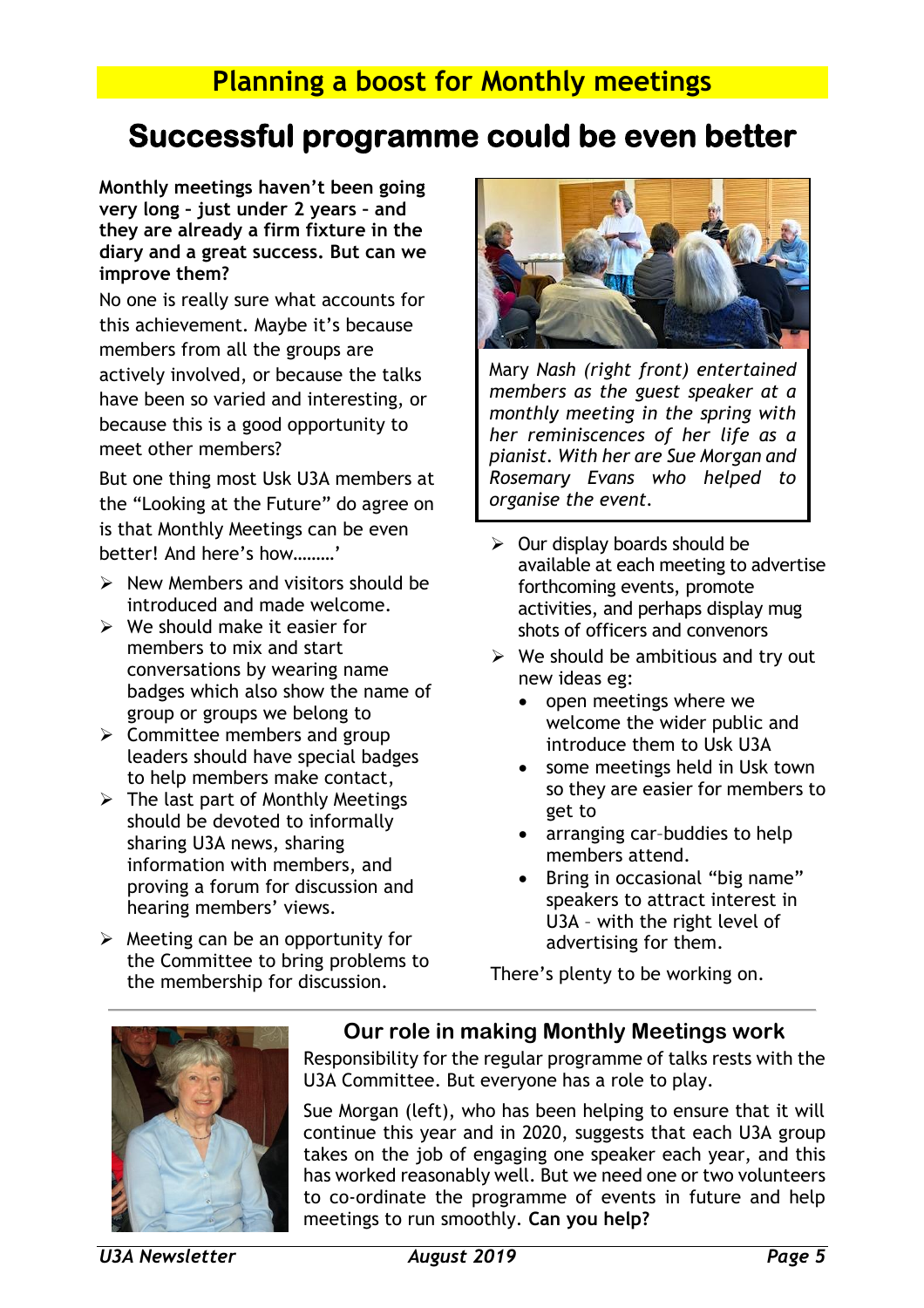## Planning a boost for Monthly meetings

# Successful programme could be even better

**Monthly meetings haven't been going very long - just under 2 years - and they are already a firm fixture in the diary and a great success. But can we improve them?**

No one is really sure what accounts for this achievement. Maybe it's because members from all the groups are actively involved, or because the talks have been so varied and interesting, or because this is a good opportunity to meet other members?

But one thing most Usk U3A members at the "Looking at the Future" do agree on is that Monthly Meetings can be even better! And here's how………'

- New Members and visitors should be introduced and made welcome.
- We should make it easier for members to mix and start conversations by wearing name badges which also show the name of group or groups we belong to
- Committee members and group leaders should have special badges to help members make contact,
- The last part of Monthly Meetings should be devoted to informally sharing U3A news, sharing information with members, and proving a forum for discussion and hearing members' views.
- Meeting can be an opportunity for the Committee to bring problems to the membership for discussion.

*Mary Nash (right front) entertained members as the guest speaker at a monthly meeting in the spring with her reminiscences of her life as a pianist. With her are Sue Morgan and Rosemary Evans who helped to organise the event.*

- Our display boards should be available at each meeting to advertise forthcoming events, promote activities, and perhaps display mug shots of officers and convenors
- We should be ambitious and try out new ideas eg:
  - open meetings where we welcome the wider public and introduce them to Usk U3A
  - some meetings held in Usk town so they are easier for members to get to
  - arranging car–buddies to help members attend.
  - Bring in occasional "big name" speakers to attract interest in U3A – with the right level of advertising for them.

There's plenty to be working on.

### Our role in making Monthly Meetings work

Responsibility for the regular programme of talks rests with the U3A Committee. But everyone has a role to play.

Sue Morgan (left), who has been helping to ensure that it will continue this year and in 2020, suggests that each U3A group takes on the job of engaging one speaker each year, and this has worked reasonably well. But we need one or two volunteers to co-ordinate the programme of events in future and help meetings to run smoothly. **Can you help?**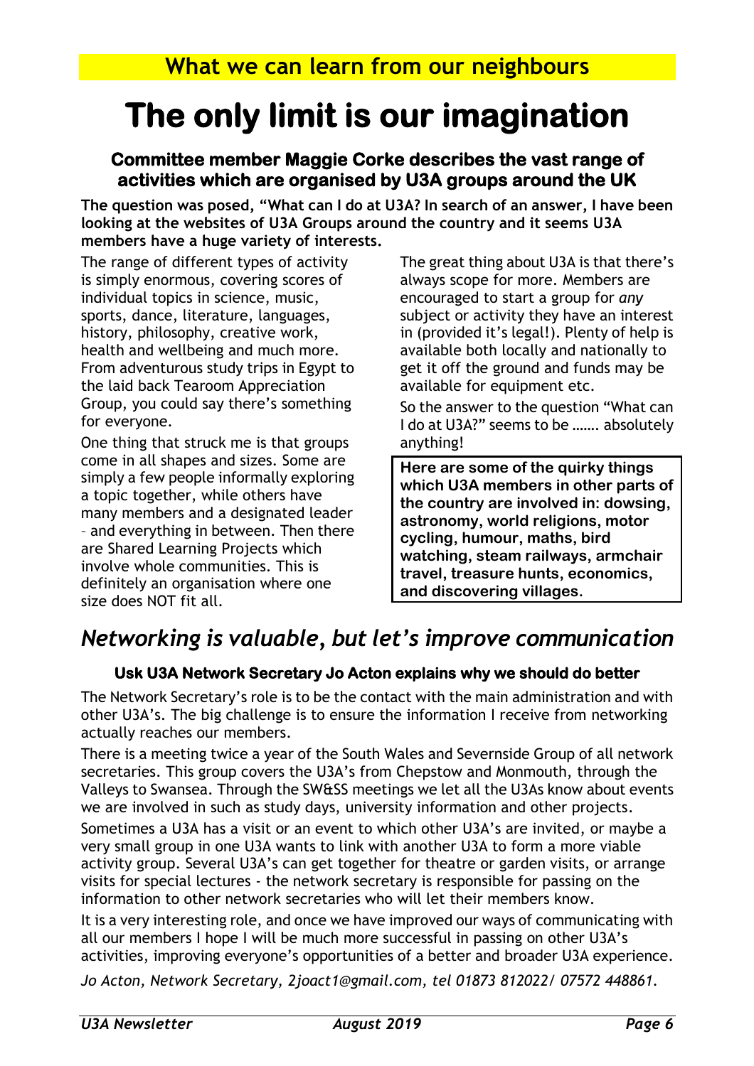## What we can learn from our neighbours

# The only limit is our imagination

### Committee member Maggie Corke describes the vast range of activities which are organised by U3A groups around the UK

**The question was posed, "What can I do at U3A? In search of an answer, I have been looking at the websites of U3A Groups around the country and it seems U3A members have a huge variety of interests.**

The range of different types of activity is simply enormous, covering scores of individual topics in science, music, sports, dance, literature, languages, history, philosophy, creative work, health and wellbeing and much more. From adventurous study trips in Egypt to the laid back Tearoom Appreciation Group, you could say there's something for everyone.

One thing that struck me is that groups come in all shapes and sizes. Some are simply a few people informally exploring a topic together, while others have many members and a designated leader – and everything in between. Then there are Shared Learning Projects which involve whole communities. This is definitely an organisation where one size does NOT fit all.

The great thing about U3A is that there's always scope for more. Members are encouraged to start a group for *any* subject or activity they have an interest in (provided it's legal!). Plenty of help is available both locally and nationally to get it off the ground and funds may be available for equipment etc.

So the answer to the question "What can I do at U3A?" seems to be ……. absolutely anything!

**Here are some of the quirky things which U3A members in other parts of the country are involved in: dowsing, astronomy, world religions, motor cycling, humour, maths, bird watching, steam railways, armchair travel, treasure hunts, economics, and discovering villages.**

## *Networking is valuable, but let's improve communication*

### Usk U3A Network Secretary Jo Acton explains why we should do better

The Network Secretary's role is to be the contact with the main administration and with other U3A's. The big challenge is to ensure the information I receive from networking actually reaches our members.

There is a meeting twice a year of the South Wales and Severnside Group of all network secretaries. This group covers the U3A's from Chepstow and Monmouth, through the Valleys to Swansea. Through the SW&SS meetings we let all the U3As know about events we are involved in such as study days, university information and other projects.

Sometimes a U3A has a visit or an event to which other U3A's are invited, or maybe a very small group in one U3A wants to link with another U3A to form a more viable activity group. Several U3A's can get together for theatre or garden visits, or arrange visits for special lectures - the network secretary is responsible for passing on the information to other network secretaries who will let their members know.

It is a very interesting role, and once we have improved our ways of communicating with all our members I hope I will be much more successful in passing on other U3A's activities, improving everyone's opportunities of a better and broader U3A experience.

*Jo Acton, Network Secretary, 2joact1@gmail.com, tel 01873 812022/ 07572 448861.*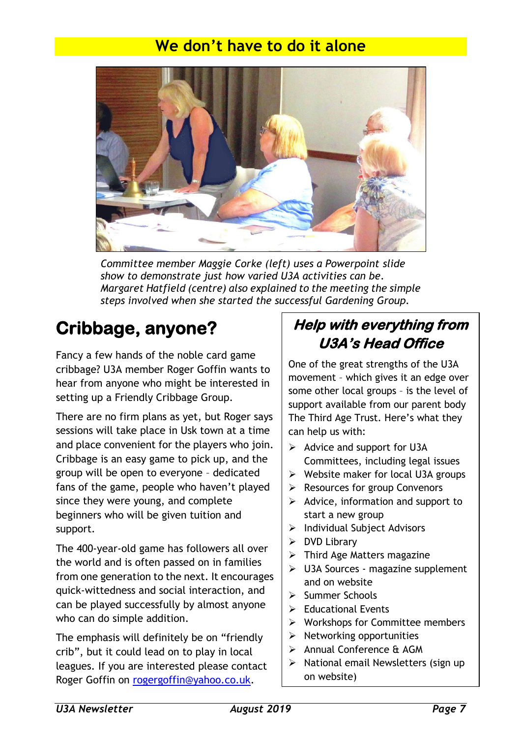# We don't have to do it alone

*Committee member Maggie Corke (left) uses a Powerpoint slide show to demonstrate just how varied U3A activities can be. Margaret Hatfield (centre) also explained to the meeting the simple steps involved when she started the successful Gardening Group.*

## Cribbage, anyone?

Fancy a few hands of the noble card game cribbage? U3A member Roger Goffin wants to hear from anyone who might be interested in setting up a Friendly Cribbage Group.

There are no firm plans as yet, but Roger says sessions will take place in Usk town at a time and place convenient for the players who join. Cribbage is an easy game to pick up, and the group will be open to everyone – dedicated fans of the game, people who haven't played since they were young, and complete beginners who will be given tuition and support.

The 400-year-old game has followers all over the world and is often passed on in families from one generation to the next. It encourages quick-wittedness and social interaction, and can be played successfully by almost anyone who can do simple addition.

The emphasis will definitely be on "friendly crib", but it could lead on to play in local leagues. If you are interested please contact Roger Goffin on rogergoffin@yahoo.co.uk.

## *Help with everything from U3A's Head Office*

One of the great strengths of the U3A movement – which gives it an edge over some other local groups – is the level of support available from our parent body The Third Age Trust. Here's what they can help us with:

- Advice and support for U3A Committees, including legal issues
- Website maker for local U3A groups
- Resources for group Convenors
- Advice, information and support to start a new group
- Individual Subject Advisors
- DVD Library
- Third Age Matters magazine
- U3A Sources - magazine supplement and on website
- Summer Schools
- Educational Events
- Workshops for Committee members
- Networking opportunities
- Annual Conference & AGM
- National email Newsletters (sign up on website)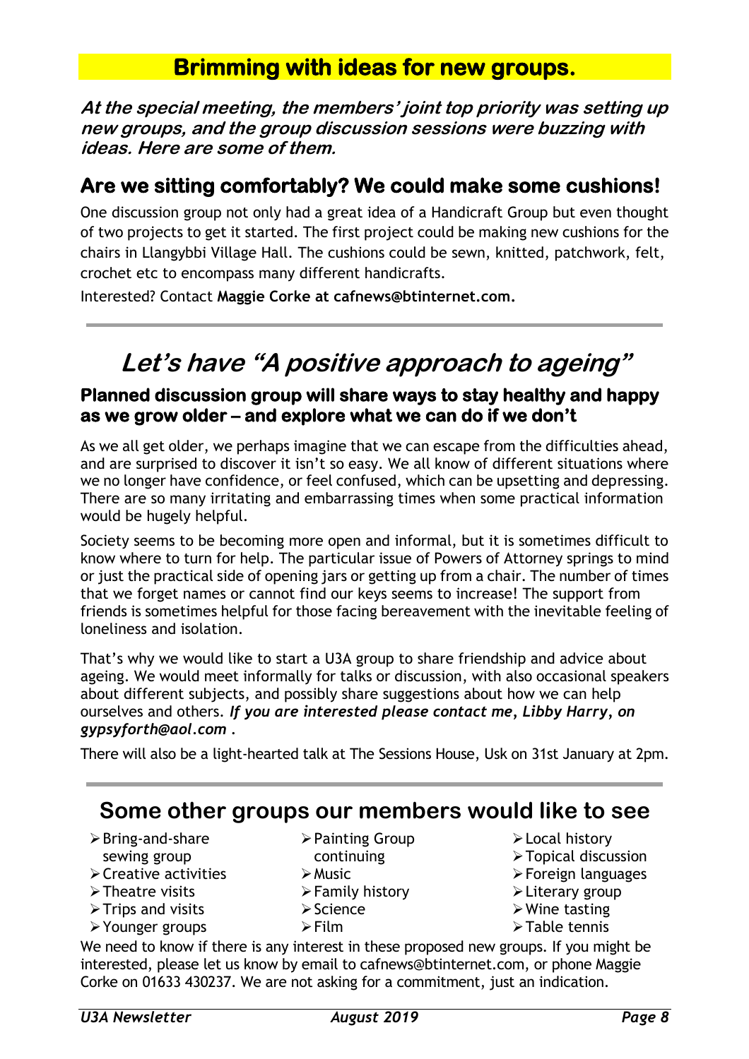## Brimming with ideas for new groups.

***At the special meeting, the members' joint top priority was setting up new groups, and the group discussion sessions were buzzing with ideas. Here are some of them.***

### Are we sitting comfortably? We could make some cushions!

One discussion group not only had a great idea of a Handicraft Group but even thought of two projects to get it started. The first project could be making new cushions for the chairs in Llangybbi Village Hall. The cushions could be sewn, knitted, patchwork, felt, crochet etc to encompass many different handicrafts.

Interested? Contact **Maggie Corke at cafnews@btinternet.com.**

---

## *Let's have "A positive approach to ageing"*

### Planned discussion group will share ways to stay healthy and happy as we grow older – and explore what we can do if we don't

As we all get older, we perhaps imagine that we can escape from the difficulties ahead, and are surprised to discover it isn't so easy. We all know of different situations where we no longer have confidence, or feel confused, which can be upsetting and depressing. There are so many irritating and embarrassing times when some practical information would be hugely helpful.

Society seems to be becoming more open and informal, but it is sometimes difficult to know where to turn for help. The particular issue of Powers of Attorney springs to mind or just the practical side of opening jars or getting up from a chair. The number of times that we forget names or cannot find our keys seems to increase! The support from friends is sometimes helpful for those facing bereavement with the inevitable feeling of loneliness and isolation.

That's why we would like to start a U3A group to share friendship and advice about ageing. We would meet informally for talks or discussion, with also occasional speakers about different subjects, and possibly share suggestions about how we can help ourselves and others. ***If you are interested please contact me, Libby Harry, on gypsyforth@aol.com*** .

There will also be a light-hearted talk at The Sessions House, Usk on 31st January at 2pm.

---

## Some other groups our members would like to see

- Bring-and-share sewing group
- Creative activities
- Theatre visits
- Trips and visits
- Younger groups
- Painting Group continuing
- Music
- Family history
- Science
- Film
- Local history
- Topical discussion
- Foreign languages
- Literary group
- Wine tasting
- Table tennis

We need to know if there is any interest in these proposed new groups. If you might be interested, please let us know by email to cafnews@btinternet.com, or phone Maggie Corke on 01633 430237. We are not asking for a commitment, just an indication.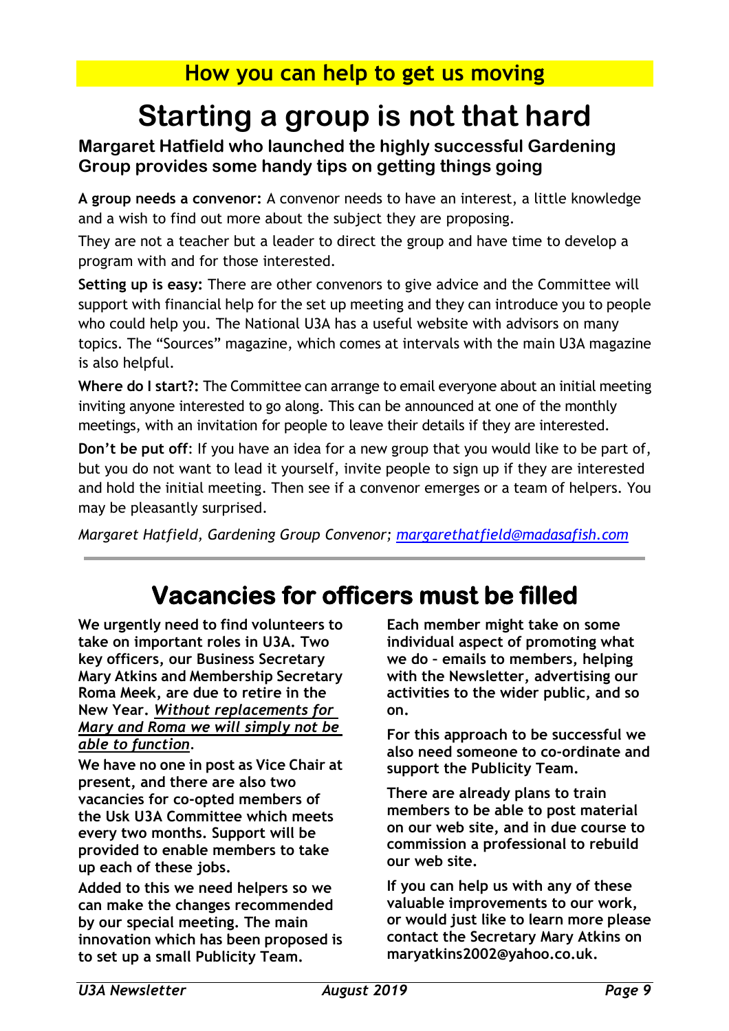## How you can help to get us moving

# Starting a group is not that hard

### Margaret Hatfield who launched the highly successful Gardening Group provides some handy tips on getting things going

**A group needs a convenor:** A convenor needs to have an interest, a little knowledge and a wish to find out more about the subject they are proposing.

They are not a teacher but a leader to direct the group and have time to develop a program with and for those interested.

**Setting up is easy:** There are other convenors to give advice and the Committee will support with financial help for the set up meeting and they can introduce you to people who could help you. The National U3A has a useful website with advisors on many topics. The "Sources" magazine, which comes at intervals with the main U3A magazine is also helpful.

**Where do I start?:** The Committee can arrange to email everyone about an initial meeting inviting anyone interested to go along. This can be announced at one of the monthly meetings, with an invitation for people to leave their details if they are interested.

**Don't be put off**: If you have an idea for a new group that you would like to be part of, but you do not want to lead it yourself, invite people to sign up if they are interested and hold the initial meeting. Then see if a convenor emerges or a team of helpers. You may be pleasantly surprised.

*Margaret Hatfield, Gardening Group Convenor; margarethatfield@madasafish.com*

---

# Vacancies for officers must be filled

**We urgently need to find volunteers to take on important roles in U3A. Two key officers, our Business Secretary Mary Atkins and Membership Secretary Roma Meek, are due to retire in the New Year. *Without replacements for Mary and Roma we will simply not be able to function*.**

**We have no one in post as Vice Chair at present, and there are also two vacancies for co-opted members of the Usk U3A Committee which meets every two months. Support will be provided to enable members to take up each of these jobs.**

**Added to this we need helpers so we can make the changes recommended by our special meeting. The main innovation which has been proposed is to set up a small Publicity Team.**

**Each member might take on some individual aspect of promoting what we do – emails to members, helping with the Newsletter, advertising our activities to the wider public, and so on.**

**For this approach to be successful we also need someone to co-ordinate and support the Publicity Team.**

**There are already plans to train members to be able to post material on our web site, and in due course to commission a professional to rebuild our web site.**

**If you can help us with any of these valuable improvements to our work, or would just like to learn more please contact the Secretary Mary Atkins on maryatkins2002@yahoo.co.uk.**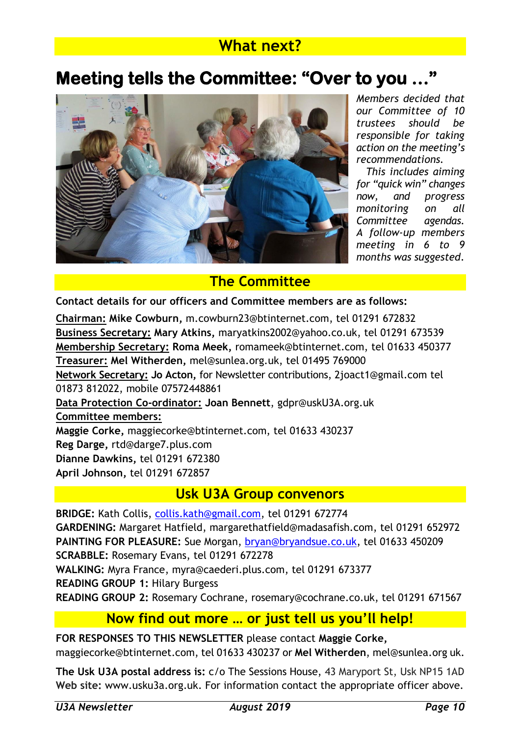## What next?

# Meeting tells the Committee: "Over to you …"

*Members decided that our Committee of 10 trustees should be responsible for taking action on the meeting's recommendations.*

*This includes aiming for "quick win" changes now, and progress monitoring on all Committee agendas. A follow-up members meeting in 6 to 9 months was suggested.*

## The Committee

**Contact details for our officers and Committee members are as follows:**

Chairman: **Mike Cowburn,** m.cowburn23@btinternet.com, tel 01291 672832
Business Secretary: **Mary Atkins,** maryatkins2002@yahoo.co.uk, tel 01291 673539
Membership Secretary: **Roma Meek,** romameek@btinternet.com, tel 01633 450377
Treasurer: **Mel Witherden,** mel@sunlea.org.uk, tel 01495 769000
Network Secretary: **Jo Acton,** for Newsletter contributions, 2joact1@gmail.com tel 01873 812022, mobile 07572448861
Data Protection Co-ordinator: **Joan Bennett**, gdpr@uskU3A.org.uk
Committee members:
**Maggie Corke,** maggiecorke@btinternet.com, tel 01633 430237
**Reg Darge,** rtd@darge7.plus.com
**Dianne Dawkins,** tel 01291 672380
**April Johnson,** tel 01291 672857

## Usk U3A Group convenors

**BRIDGE:** Kath Collis, collis.kath@gmail.com, tel 01291 672774
**GARDENING:** Margaret Hatfield, margarethatfield@madasafish.com, tel 01291 652972
**PAINTING FOR PLEASURE:** Sue Morgan, bryan@bryandsue.co.uk, tel 01633 450209
**SCRABBLE:** Rosemary Evans, tel 01291 672278
**WALKING:** Myra France, myra@caederi.plus.com, tel 01291 673377
**READING GROUP 1:** Hilary Burgess
**READING GROUP 2:** Rosemary Cochrane, rosemary@cochrane.co.uk, tel 01291 671567

## Now find out more … or just tell us you'll help!

**FOR RESPONSES TO THIS NEWSLETTER** please contact **Maggie Corke,** maggiecorke@btinternet.com, tel 01633 430237 or **Mel Witherden**, mel@sunlea.org uk.

**The Usk U3A postal address is:** c/o The Sessions House, 43 Maryport St, Usk NP15 1AD
**Web site:** www.usku3a.org.uk. For information contact the appropriate officer above.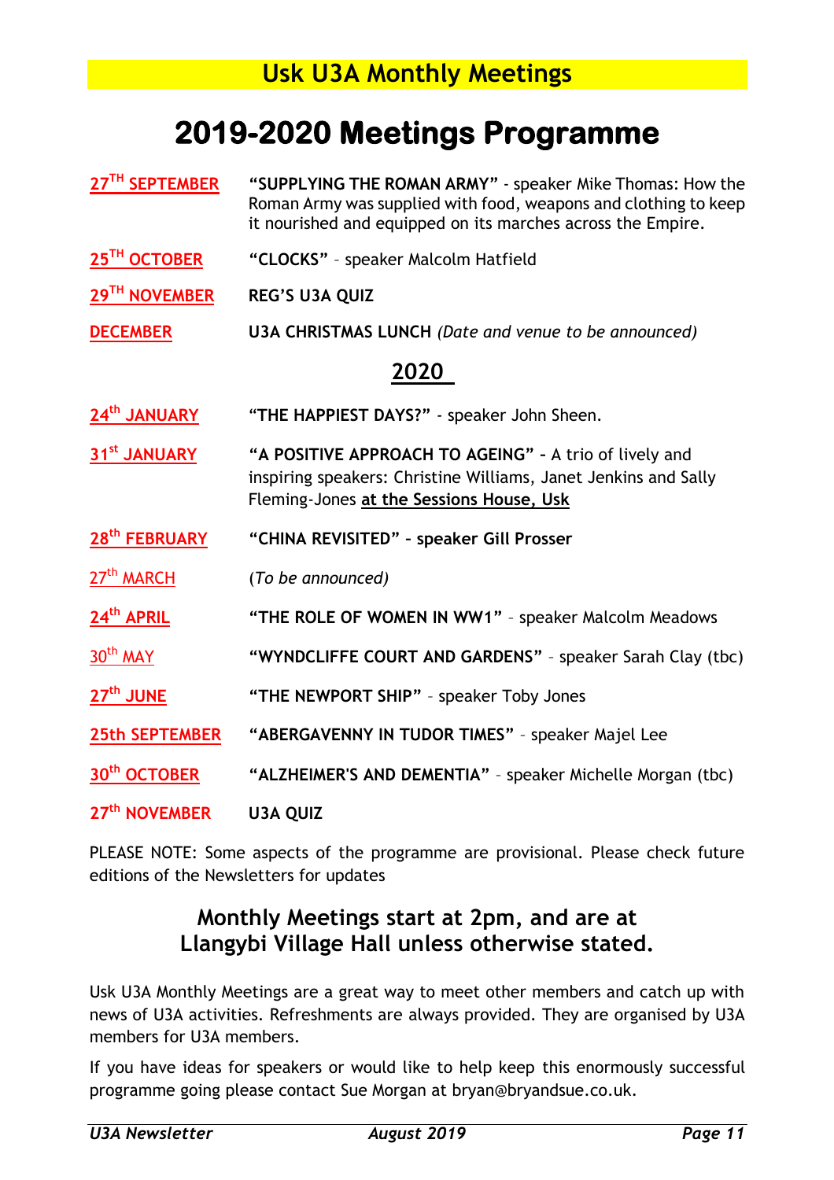## Usk U3A Monthly Meetings

# 2019-2020 Meetings Programme

**27TH SEPTEMBER** — **"SUPPLYING THE ROMAN ARMY"** - speaker Mike Thomas: How the Roman Army was supplied with food, weapons and clothing to keep it nourished and equipped on its marches across the Empire.

**25TH OCTOBER** — **"CLOCKS"** – speaker Malcolm Hatfield

**29TH NOVEMBER** — **REG'S U3A QUIZ**

**DECEMBER** — **U3A CHRISTMAS LUNCH** *(Date and venue to be announced)*

## 2020

**24th JANUARY** — **"THE HAPPIEST DAYS?"** - speaker John Sheen.

**31st JANUARY** — **"A POSITIVE APPROACH TO AGEING" –** A trio of lively and inspiring speakers: Christine Williams, Janet Jenkins and Sally Fleming-Jones **at the Sessions House, Usk**

**28th FEBRUARY** — **"CHINA REVISITED" – speaker Gill Prosser**

27th MARCH — (*To be announced)*

**24th APRIL** — **"THE ROLE OF WOMEN IN WW1"** – speaker Malcolm Meadows

30th MAY — **"WYNDCLIFFE COURT AND GARDENS"** – speaker Sarah Clay (tbc)

**27th JUNE** — **"THE NEWPORT SHIP"** – speaker Toby Jones

**25th SEPTEMBER** — **"ABERGAVENNY IN TUDOR TIMES"** – speaker Majel Lee

**30th OCTOBER** — **"ALZHEIMER'S AND DEMENTIA"** – speaker Michelle Morgan (tbc)

**27th NOVEMBER** — **U3A QUIZ**

PLEASE NOTE: Some aspects of the programme are provisional. Please check future editions of the Newsletters for updates

### Monthly Meetings start at 2pm, and are at Llangybi Village Hall unless otherwise stated.

Usk U3A Monthly Meetings are a great way to meet other members and catch up with news of U3A activities. Refreshments are always provided. They are organised by U3A members for U3A members.

If you have ideas for speakers or would like to help keep this enormously successful programme going please contact Sue Morgan at bryan@bryandsue.co.uk.